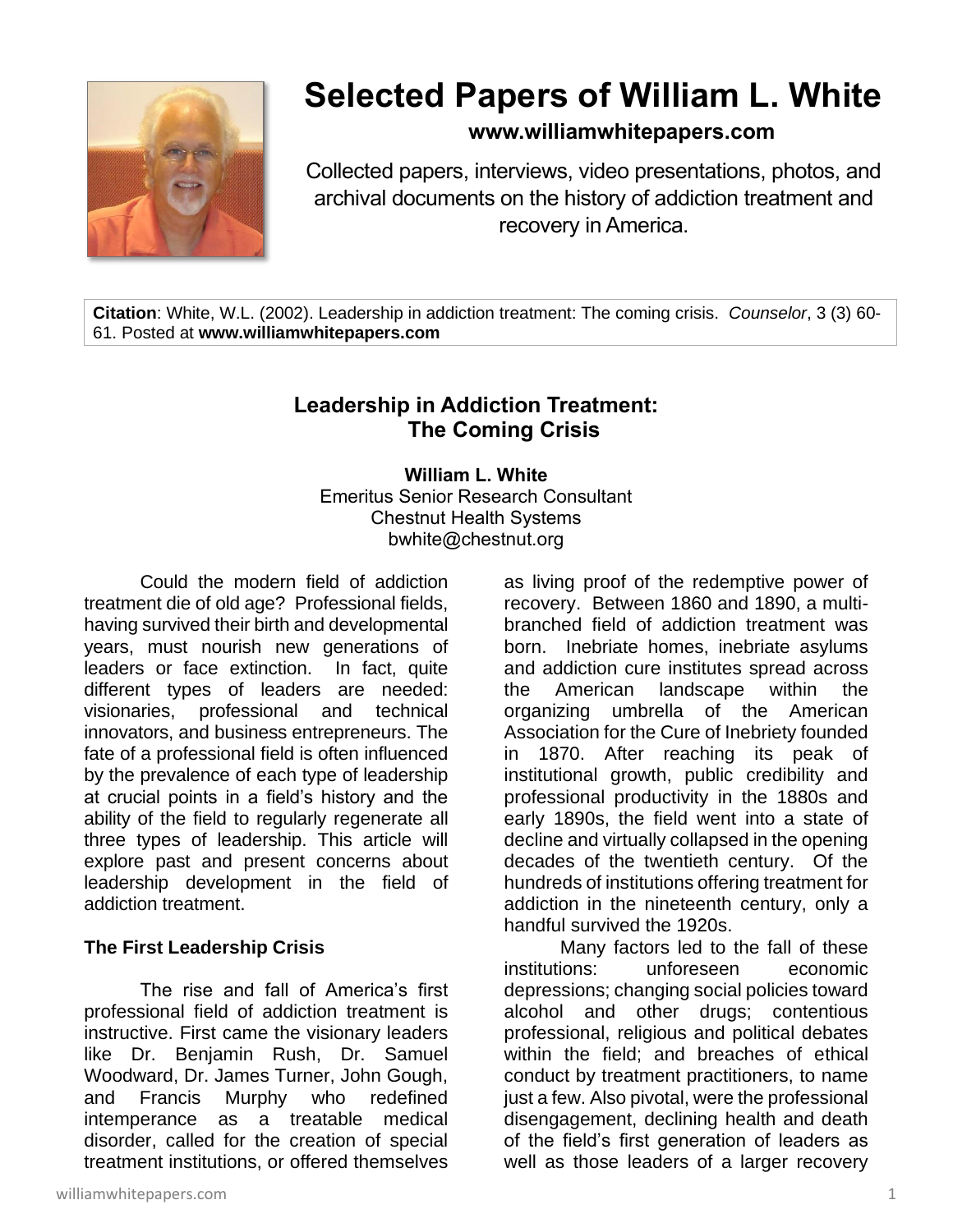# Selected Papers of William L. White

**www.williamwhitepapers.com**

Collected papers, interviews, video presentations, photos, and archival documents on the history of addiction treatment and recovery in America.

**Citation**: White, W.L. (2002). Leadership in addiction treatment: The coming crisis. *Counselor*, 3 (3) 60-61. Posted at **www.williamwhitepapers.com**

## Leadership in Addiction Treatment: The Coming Crisis

**William L. White**
Emeritus Senior Research Consultant
Chestnut Health Systems
bwhite@chestnut.org

Could the modern field of addiction treatment die of old age? Professional fields, having survived their birth and developmental years, must nourish new generations of leaders or face extinction. In fact, quite different types of leaders are needed: visionaries, professional and technical innovators, and business entrepreneurs. The fate of a professional field is often influenced by the prevalence of each type of leadership at crucial points in a field's history and the ability of the field to regularly regenerate all three types of leadership. This article will explore past and present concerns about leadership development in the field of addiction treatment.

### The First Leadership Crisis

The rise and fall of America's first professional field of addiction treatment is instructive. First came the visionary leaders like Dr. Benjamin Rush, Dr. Samuel Woodward, Dr. James Turner, John Gough, and Francis Murphy who redefined intemperance as a treatable medical disorder, called for the creation of special treatment institutions, or offered themselves as living proof of the redemptive power of recovery. Between 1860 and 1890, a multi-branched field of addiction treatment was born. Inebriate homes, inebriate asylums and addiction cure institutes spread across the American landscape within the organizing umbrella of the American Association for the Cure of Inebriety founded in 1870. After reaching its peak of institutional growth, public credibility and professional productivity in the 1880s and early 1890s, the field went into a state of decline and virtually collapsed in the opening decades of the twentieth century. Of the hundreds of institutions offering treatment for addiction in the nineteenth century, only a handful survived the 1920s.

Many factors led to the fall of these institutions: unforeseen economic depressions; changing social policies toward alcohol and other drugs; contentious professional, religious and political debates within the field; and breaches of ethical conduct by treatment practitioners, to name just a few. Also pivotal, were the professional disengagement, declining health and death of the field's first generation of leaders as well as those leaders of a larger recovery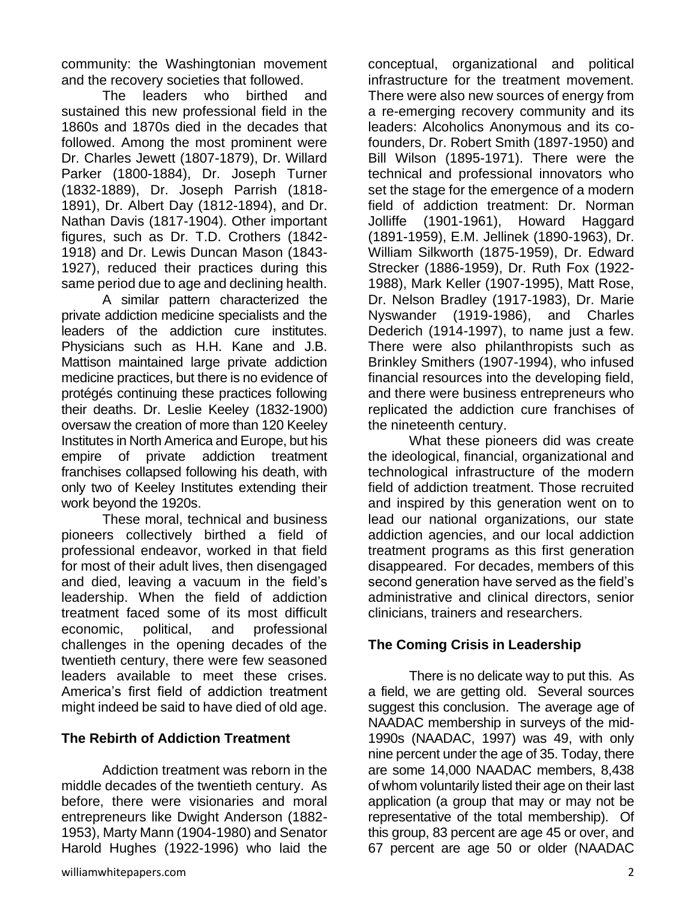community: the Washingtonian movement and the recovery societies that followed.

The leaders who birthed and sustained this new professional field in the 1860s and 1870s died in the decades that followed. Among the most prominent were Dr. Charles Jewett (1807-1879), Dr. Willard Parker (1800-1884), Dr. Joseph Turner (1832-1889), Dr. Joseph Parrish (1818-1891), Dr. Albert Day (1812-1894), and Dr. Nathan Davis (1817-1904). Other important figures, such as Dr. T.D. Crothers (1842-1918) and Dr. Lewis Duncan Mason (1843-1927), reduced their practices during this same period due to age and declining health.

A similar pattern characterized the private addiction medicine specialists and the leaders of the addiction cure institutes. Physicians such as H.H. Kane and J.B. Mattison maintained large private addiction medicine practices, but there is no evidence of protégés continuing these practices following their deaths. Dr. Leslie Keeley (1832-1900) oversaw the creation of more than 120 Keeley Institutes in North America and Europe, but his empire of private addiction treatment franchises collapsed following his death, with only two of Keeley Institutes extending their work beyond the 1920s.

These moral, technical and business pioneers collectively birthed a field of professional endeavor, worked in that field for most of their adult lives, then disengaged and died, leaving a vacuum in the field's leadership. When the field of addiction treatment faced some of its most difficult economic, political, and professional challenges in the opening decades of the twentieth century, there were few seasoned leaders available to meet these crises. America's first field of addiction treatment might indeed be said to have died of old age.

## The Rebirth of Addiction Treatment

Addiction treatment was reborn in the middle decades of the twentieth century. As before, there were visionaries and moral entrepreneurs like Dwight Anderson (1882-1953), Marty Mann (1904-1980) and Senator Harold Hughes (1922-1996) who laid the conceptual, organizational and political infrastructure for the treatment movement. There were also new sources of energy from a re-emerging recovery community and its leaders: Alcoholics Anonymous and its co-founders, Dr. Robert Smith (1897-1950) and Bill Wilson (1895-1971). There were the technical and professional innovators who set the stage for the emergence of a modern field of addiction treatment: Dr. Norman Jolliffe (1901-1961), Howard Haggard (1891-1959), E.M. Jellinek (1890-1963), Dr. William Silkworth (1875-1959), Dr. Edward Strecker (1886-1959), Dr. Ruth Fox (1922-1988), Mark Keller (1907-1995), Matt Rose, Dr. Nelson Bradley (1917-1983), Dr. Marie Nyswander (1919-1986), and Charles Dederich (1914-1997), to name just a few. There were also philanthropists such as Brinkley Smithers (1907-1994), who infused financial resources into the developing field, and there were business entrepreneurs who replicated the addiction cure franchises of the nineteenth century.

What these pioneers did was create the ideological, financial, organizational and technological infrastructure of the modern field of addiction treatment. Those recruited and inspired by this generation went on to lead our national organizations, our state addiction agencies, and our local addiction treatment programs as this first generation disappeared. For decades, members of this second generation have served as the field's administrative and clinical directors, senior clinicians, trainers and researchers.

## The Coming Crisis in Leadership

There is no delicate way to put this. As a field, we are getting old. Several sources suggest this conclusion. The average age of NAADAC membership in surveys of the mid-1990s (NAADAC, 1997) was 49, with only nine percent under the age of 35. Today, there are some 14,000 NAADAC members, 8,438 of whom voluntarily listed their age on their last application (a group that may or may not be representative of the total membership). Of this group, 83 percent are age 45 or over, and 67 percent are age 50 or older (NAADAC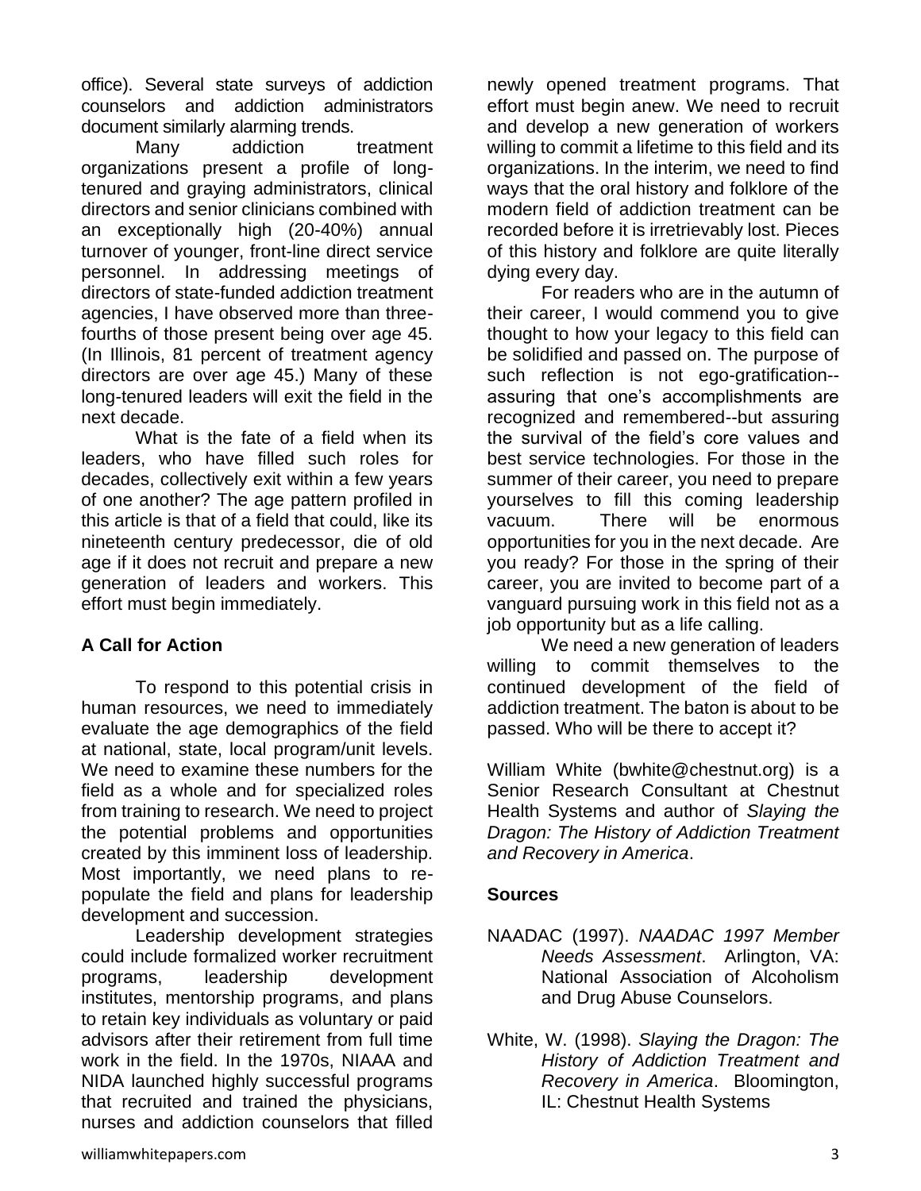office). Several state surveys of addiction counselors and addiction administrators document similarly alarming trends.

Many addiction treatment organizations present a profile of long-tenured and graying administrators, clinical directors and senior clinicians combined with an exceptionally high (20-40%) annual turnover of younger, front-line direct service personnel. In addressing meetings of directors of state-funded addiction treatment agencies, I have observed more than three-fourths of those present being over age 45. (In Illinois, 81 percent of treatment agency directors are over age 45.) Many of these long-tenured leaders will exit the field in the next decade.

What is the fate of a field when its leaders, who have filled such roles for decades, collectively exit within a few years of one another? The age pattern profiled in this article is that of a field that could, like its nineteenth century predecessor, die of old age if it does not recruit and prepare a new generation of leaders and workers. This effort must begin immediately.

## A Call for Action

To respond to this potential crisis in human resources, we need to immediately evaluate the age demographics of the field at national, state, local program/unit levels. We need to examine these numbers for the field as a whole and for specialized roles from training to research. We need to project the potential problems and opportunities created by this imminent loss of leadership. Most importantly, we need plans to re-populate the field and plans for leadership development and succession.

Leadership development strategies could include formalized worker recruitment programs, leadership development institutes, mentorship programs, and plans to retain key individuals as voluntary or paid advisors after their retirement from full time work in the field. In the 1970s, NIAAA and NIDA launched highly successful programs that recruited and trained the physicians, nurses and addiction counselors that filled newly opened treatment programs. That effort must begin anew. We need to recruit and develop a new generation of workers willing to commit a lifetime to this field and its organizations. In the interim, we need to find ways that the oral history and folklore of the modern field of addiction treatment can be recorded before it is irretrievably lost. Pieces of this history and folklore are quite literally dying every day.

For readers who are in the autumn of their career, I would commend you to give thought to how your legacy to this field can be solidified and passed on. The purpose of such reflection is not ego-gratification--assuring that one's accomplishments are recognized and remembered--but assuring the survival of the field's core values and best service technologies. For those in the summer of their career, you need to prepare yourselves to fill this coming leadership vacuum. There will be enormous opportunities for you in the next decade. Are you ready? For those in the spring of their career, you are invited to become part of a vanguard pursuing work in this field not as a job opportunity but as a life calling.

We need a new generation of leaders willing to commit themselves to the continued development of the field of addiction treatment. The baton is about to be passed. Who will be there to accept it?

William White (bwhite@chestnut.org) is a Senior Research Consultant at Chestnut Health Systems and author of *Slaying the Dragon: The History of Addiction Treatment and Recovery in America*.

## Sources

NAADAC (1997). *NAADAC 1997 Member Needs Assessment*. Arlington, VA: National Association of Alcoholism and Drug Abuse Counselors.

White, W. (1998). *Slaying the Dragon: The History of Addiction Treatment and Recovery in America*. Bloomington, IL: Chestnut Health Systems